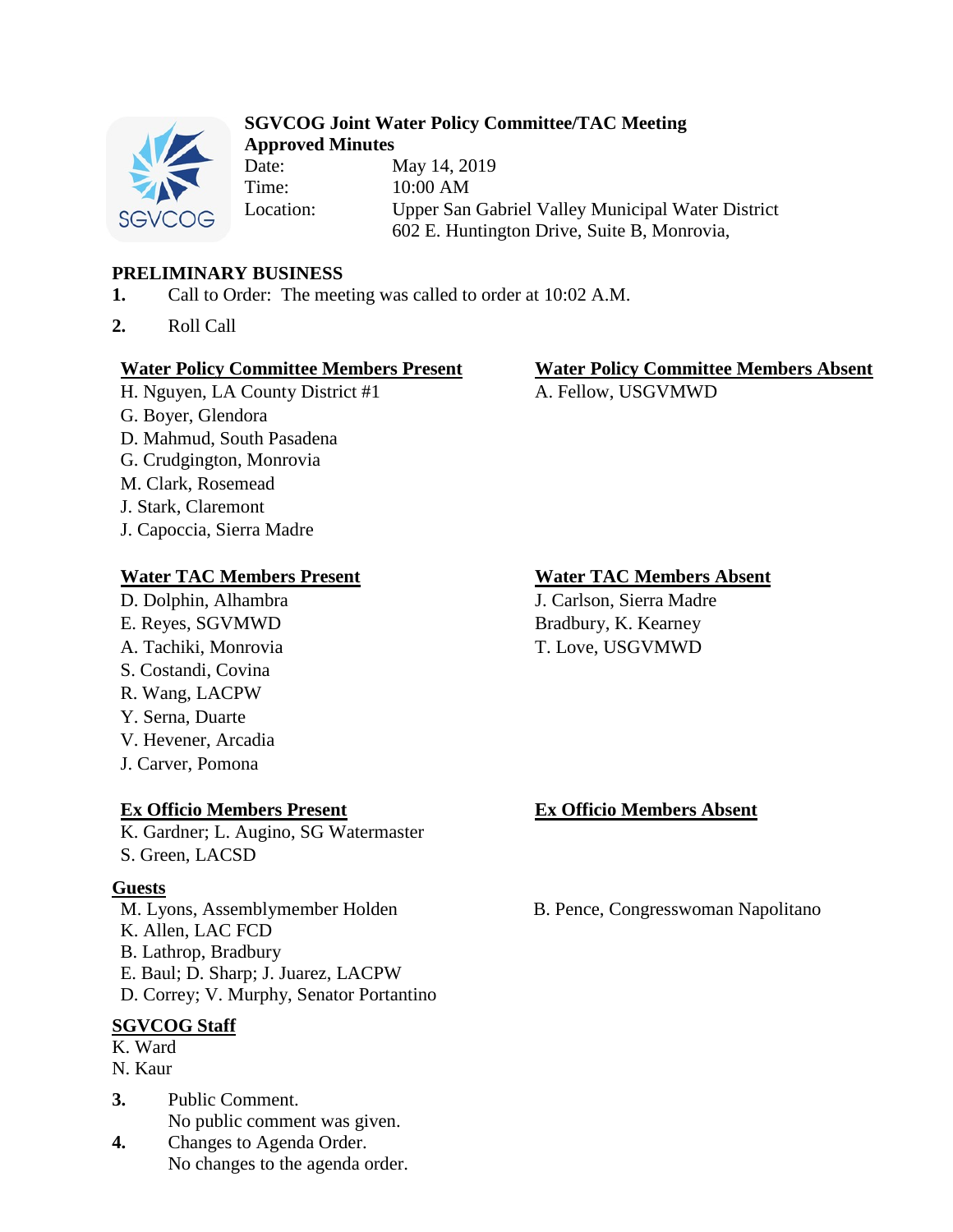# SGVCOG Joint Water Policy Committee/TAC Meeting
**Approved Minutes**

Date: May 14, 2019
Time: 10:00 AM
Location: Upper San Gabriel Valley Municipal Water District
602 E. Huntington Drive, Suite B, Monrovia,

## PRELIMINARY BUSINESS

**1.** Call to Order: The meeting was called to order at 10:02 A.M.

**2.** Roll Call

**Water Policy Committee Members Present**
H. Nguyen, LA County District #1
G. Boyer, Glendora
D. Mahmud, South Pasadena
G. Crudgington, Monrovia
M. Clark, Rosemead
J. Stark, Claremont
J. Capoccia, Sierra Madre

**Water Policy Committee Members Absent**
A. Fellow, USGVMWD

**Water TAC Members Present**
D. Dolphin, Alhambra
E. Reyes, SGVMWD
A. Tachiki, Monrovia
S. Costandi, Covina
R. Wang, LACPW
Y. Serna, Duarte
V. Hevener, Arcadia
J. Carver, Pomona

**Water TAC Members Absent**
J. Carlson, Sierra Madre
Bradbury, K. Kearney
T. Love, USGVMWD

**Ex Officio Members Present**
K. Gardner; L. Augino, SG Watermaster
S. Green, LACSD

**Ex Officio Members Absent**

**Guests**
M. Lyons, Assemblymember Holden
K. Allen, LAC FCD
B. Lathrop, Bradbury
E. Baul; D. Sharp; J. Juarez, LACPW
D. Correy; V. Murphy, Senator Portantino
B. Pence, Congresswoman Napolitano

**SGVCOG Staff**
K. Ward
N. Kaur

**3.** Public Comment.
No public comment was given.

**4.** Changes to Agenda Order.
No changes to the agenda order.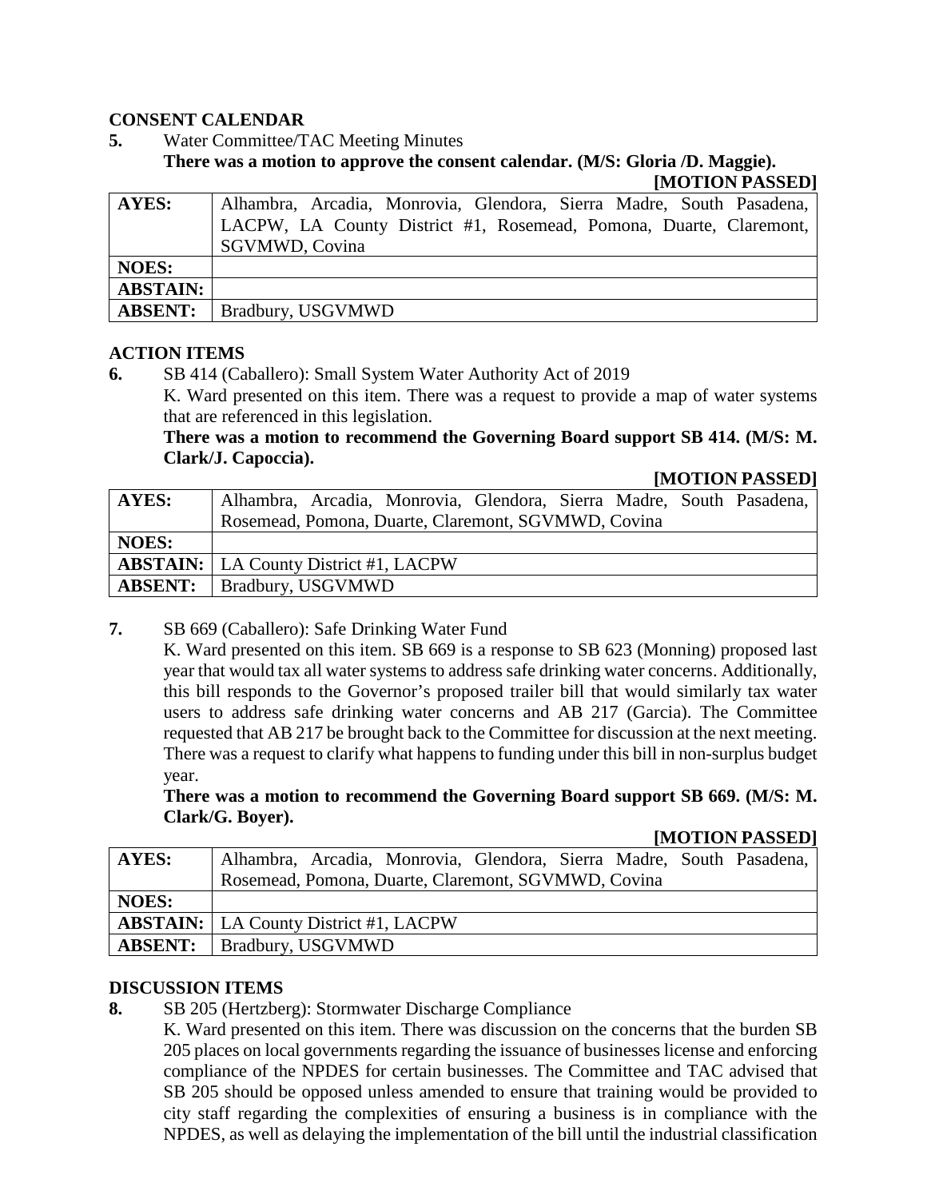**CONSENT CALENDAR**

**5.** Water Committee/TAC Meeting Minutes

**There was a motion to approve the consent calendar. (M/S: Gloria /D. Maggie).**

**[MOTION PASSED]**

| **AYES:** | Alhambra, Arcadia, Monrovia, Glendora, Sierra Madre, South Pasadena, LACPW, LA County District #1, Rosemead, Pomona, Duarte, Claremont, SGVMWD, Covina |
|---|---|
| **NOES:** | |
| **ABSTAIN:** | |
| **ABSENT:** | Bradbury, USGVMWD |

**ACTION ITEMS**

**6.** SB 414 (Caballero): Small System Water Authority Act of 2019

K. Ward presented on this item. There was a request to provide a map of water systems that are referenced in this legislation.

**There was a motion to recommend the Governing Board support SB 414. (M/S: M. Clark/J. Capoccia).**

**[MOTION PASSED]**

| **AYES:** | Alhambra, Arcadia, Monrovia, Glendora, Sierra Madre, South Pasadena, Rosemead, Pomona, Duarte, Claremont, SGVMWD, Covina |
|---|---|
| **NOES:** | |
| **ABSTAIN:** | LA County District #1, LACPW |
| **ABSENT:** | Bradbury, USGVMWD |

**7.** SB 669 (Caballero): Safe Drinking Water Fund

K. Ward presented on this item. SB 669 is a response to SB 623 (Monning) proposed last year that would tax all water systems to address safe drinking water concerns. Additionally, this bill responds to the Governor's proposed trailer bill that would similarly tax water users to address safe drinking water concerns and AB 217 (Garcia). The Committee requested that AB 217 be brought back to the Committee for discussion at the next meeting. There was a request to clarify what happens to funding under this bill in non-surplus budget year.

**There was a motion to recommend the Governing Board support SB 669. (M/S: M. Clark/G. Boyer).**

**[MOTION PASSED]**

| **AYES:** | Alhambra, Arcadia, Monrovia, Glendora, Sierra Madre, South Pasadena, Rosemead, Pomona, Duarte, Claremont, SGVMWD, Covina |
|---|---|
| **NOES:** | |
| **ABSTAIN:** | LA County District #1, LACPW |
| **ABSENT:** | Bradbury, USGVMWD |

**DISCUSSION ITEMS**

**8.** SB 205 (Hertzberg): Stormwater Discharge Compliance

K. Ward presented on this item. There was discussion on the concerns that the burden SB 205 places on local governments regarding the issuance of businesses license and enforcing compliance of the NPDES for certain businesses. The Committee and TAC advised that SB 205 should be opposed unless amended to ensure that training would be provided to city staff regarding the complexities of ensuring a business is in compliance with the NPDES, as well as delaying the implementation of the bill until the industrial classification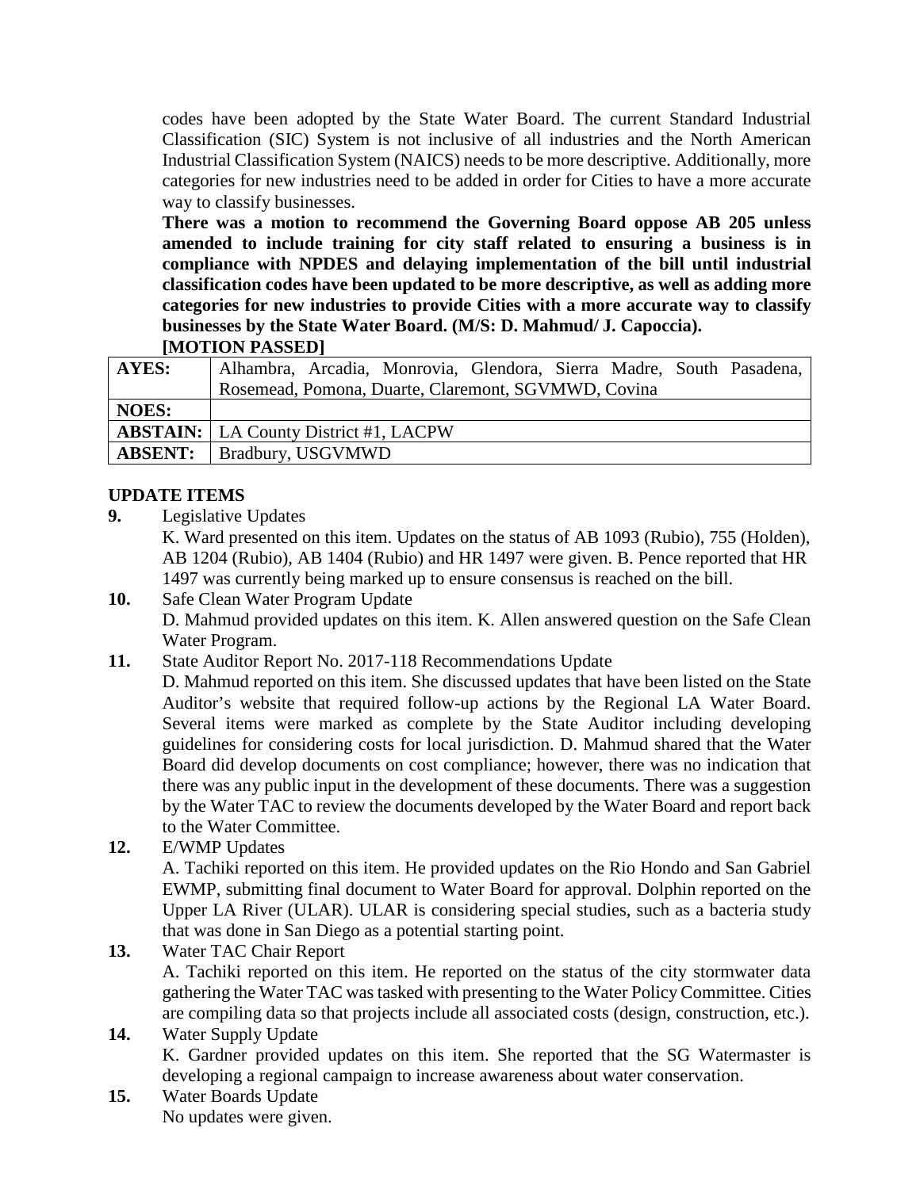codes have been adopted by the State Water Board. The current Standard Industrial Classification (SIC) System is not inclusive of all industries and the North American Industrial Classification System (NAICS) needs to be more descriptive. Additionally, more categories for new industries need to be added in order for Cities to have a more accurate way to classify businesses.

**There was a motion to recommend the Governing Board oppose AB 205 unless amended to include training for city staff related to ensuring a business is in compliance with NPDES and delaying implementation of the bill until industrial classification codes have been updated to be more descriptive, as well as adding more categories for new industries to provide Cities with a more accurate way to classify businesses by the State Water Board. (M/S: D. Mahmud/ J. Capoccia).**

**[MOTION PASSED]**

| **AYES:** | Alhambra, Arcadia, Monrovia, Glendora, Sierra Madre, South Pasadena, Rosemead, Pomona, Duarte, Claremont, SGVMWD, Covina |
|---|---|
| **NOES:** | |
| **ABSTAIN:** | LA County District #1, LACPW |
| **ABSENT:** | Bradbury, USGVMWD |

## UPDATE ITEMS

**9.** Legislative Updates

K. Ward presented on this item. Updates on the status of AB 1093 (Rubio), 755 (Holden), AB 1204 (Rubio), AB 1404 (Rubio) and HR 1497 were given. B. Pence reported that HR 1497 was currently being marked up to ensure consensus is reached on the bill.

**10.** Safe Clean Water Program Update

D. Mahmud provided updates on this item. K. Allen answered question on the Safe Clean Water Program.

**11.** State Auditor Report No. 2017-118 Recommendations Update

D. Mahmud reported on this item. She discussed updates that have been listed on the State Auditor's website that required follow-up actions by the Regional LA Water Board. Several items were marked as complete by the State Auditor including developing guidelines for considering costs for local jurisdiction. D. Mahmud shared that the Water Board did develop documents on cost compliance; however, there was no indication that there was any public input in the development of these documents. There was a suggestion by the Water TAC to review the documents developed by the Water Board and report back to the Water Committee.

**12.** E/WMP Updates

A. Tachiki reported on this item. He provided updates on the Rio Hondo and San Gabriel EWMP, submitting final document to Water Board for approval. Dolphin reported on the Upper LA River (ULAR). ULAR is considering special studies, such as a bacteria study that was done in San Diego as a potential starting point.

**13.** Water TAC Chair Report

A. Tachiki reported on this item. He reported on the status of the city stormwater data gathering the Water TAC was tasked with presenting to the Water Policy Committee. Cities are compiling data so that projects include all associated costs (design, construction, etc.).

**14.** Water Supply Update

K. Gardner provided updates on this item. She reported that the SG Watermaster is developing a regional campaign to increase awareness about water conservation.

**15.** Water Boards Update

No updates were given.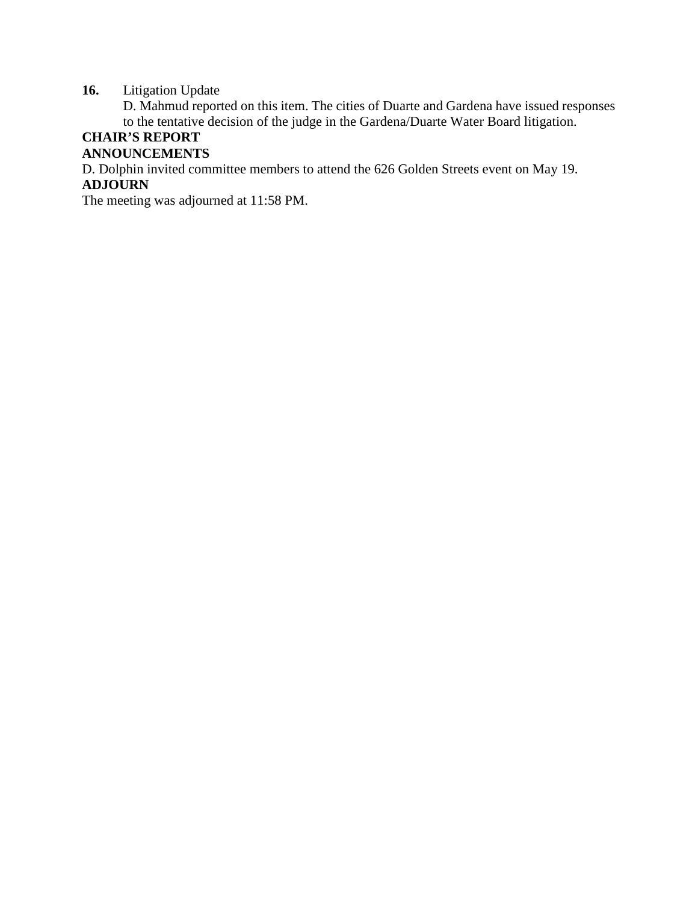**16.** Litigation Update

D. Mahmud reported on this item. The cities of Duarte and Gardena have issued responses to the tentative decision of the judge in the Gardena/Duarte Water Board litigation.

**CHAIR'S REPORT**

**ANNOUNCEMENTS**

D. Dolphin invited committee members to attend the 626 Golden Streets event on May 19.

**ADJOURN**

The meeting was adjourned at 11:58 PM.